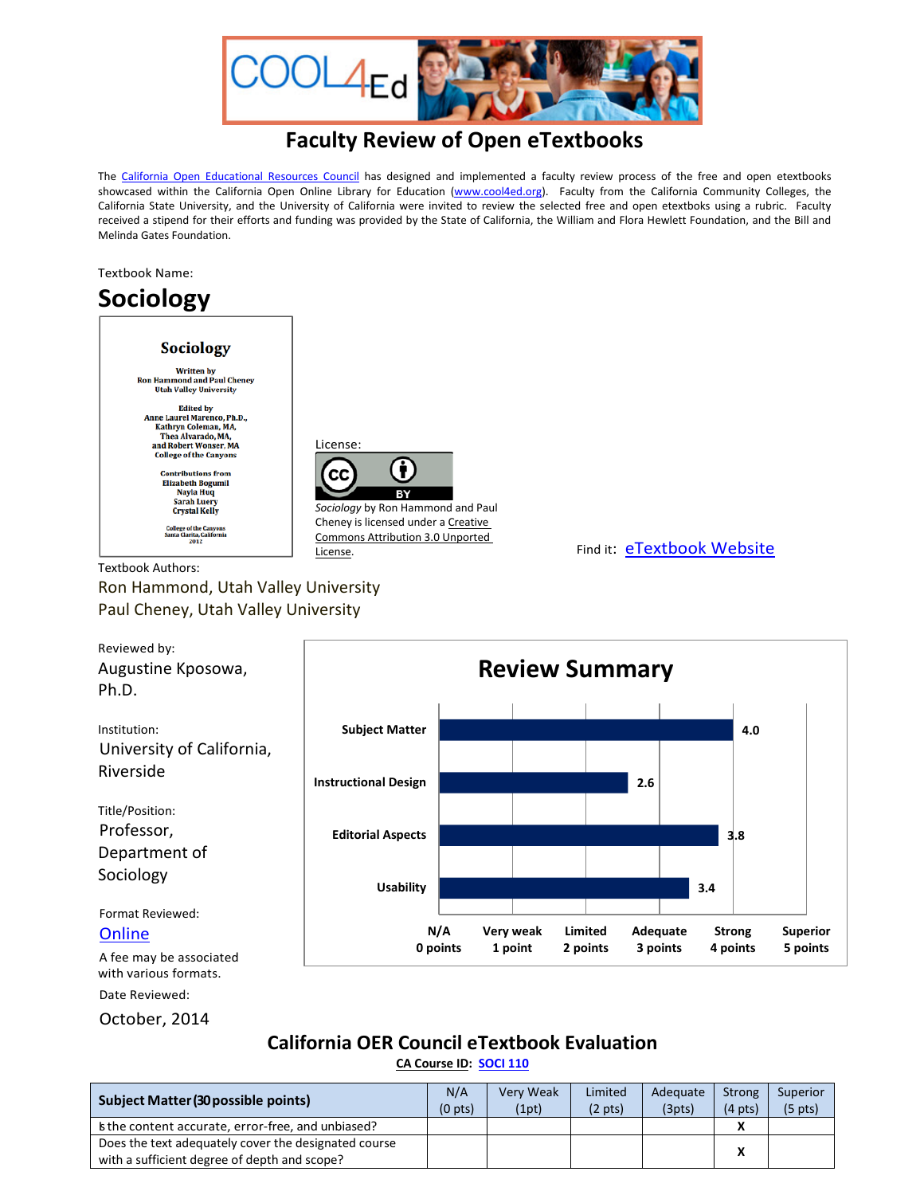# Faculty Review of Open eTextbooks

The California Open Educational Resources Council has designed and implemented a faculty review process of the free and open etextbooks showcased within the California Open Online Library for Education (www.cool4ed.org). Faculty from the California Community Colleges, the California State University, and the University of California were invited to review the selected free and open etextboks using a rubric. Faculty received a stipend for their efforts and funding was provided by the State of California, the William and Flora Hewlett Foundation, and the Bill and Melinda Gates Foundation.

Textbook Name:

## Sociology

**Sociology**

Written by
Ron Hammond and Paul Cheney
Utah Valley University

Edited by
Anne Laurel Marenco, Ph.D.,
Kathryn Coleman, MA,
Thea Alvarado, MA,
and Robert Wonser, MA
College of the Canyons

Contributions from
Elizabeth Bogumil
Nayla Huq
Sarah Luery
Crystal Kelly

College of the Canyons
Santa Clarita, California
2012

License:

CC BY

*Sociology* by Ron Hammond and Paul Cheney is licensed under a Creative Commons Attribution 3.0 Unported License.

Find it: eTextbook Website

Textbook Authors:

Ron Hammond, Utah Valley University
Paul Cheney, Utah Valley University

Reviewed by:

Augustine Kposowa, Ph.D.

Institution:

University of California, Riverside

Title/Position:

Professor, Department of Sociology

Format Reviewed:

Online

A fee may be associated with various formats.

Date Reviewed:

October, 2014

### Review Summary

| Category | Score |
|---|---|
| Subject Matter | 4.0 |
| Instructional Design | 2.6 |
| Editorial Aspects | 3.8 |
| Usability | 3.4 |

Scale: N/A 0 points; Very weak 1 point; Limited 2 points; Adequate 3 points; Strong 4 points; Superior 5 points

## California OER Council eTextbook Evaluation

**CA Course ID: SOCI 110**

| Subject Matter (30 possible points) | N/A (0 pts) | Very Weak (1pt) | Limited (2 pts) | Adequate (3pts) | Strong (4 pts) | Superior (5 pts) |
|---|---|---|---|---|---|---|
| Is the content accurate, error-free, and unbiased? | | | | | X | |
| Does the text adequately cover the designated course with a sufficient degree of depth and scope? | | | | | X | |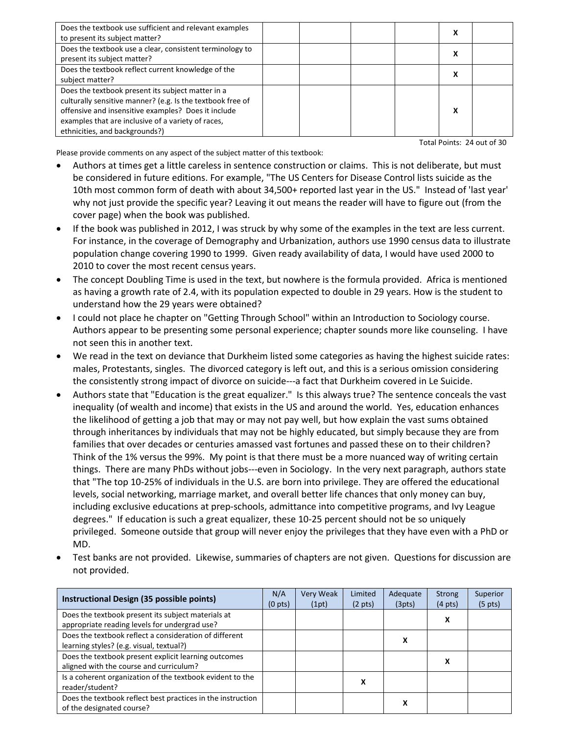| | | | | | | |
|---|---|---|---|---|---|---|
| Does the textbook use sufficient and relevant examples to present its subject matter? | | | | | X | |
| Does the textbook use a clear, consistent terminology to present its subject matter? | | | | | X | |
| Does the textbook reflect current knowledge of the subject matter? | | | | | X | |
| Does the textbook present its subject matter in a culturally sensitive manner? (e.g. Is the textbook free of offensive and insensitive examples? Does it include examples that are inclusive of a variety of races, ethnicities, and backgrounds?) | | | | | X | |

Total Points: 24 out of 30

Please provide comments on any aspect of the subject matter of this textbook:

- Authors at times get a little careless in sentence construction or claims. This is not deliberate, but must be considered in future editions. For example, "The US Centers for Disease Control lists suicide as the 10th most common form of death with about 34,500+ reported last year in the US." Instead of 'last year' why not just provide the specific year? Leaving it out means the reader will have to figure out (from the cover page) when the book was published.
- If the book was published in 2012, I was struck by why some of the examples in the text are less current. For instance, in the coverage of Demography and Urbanization, authors use 1990 census data to illustrate population change covering 1990 to 1999. Given ready availability of data, I would have used 2000 to 2010 to cover the most recent census years.
- The concept Doubling Time is used in the text, but nowhere is the formula provided. Africa is mentioned as having a growth rate of 2.4, with its population expected to double in 29 years. How is the student to understand how the 29 years were obtained?
- I could not place he chapter on "Getting Through School" within an Introduction to Sociology course. Authors appear to be presenting some personal experience; chapter sounds more like counseling. I have not seen this in another text.
- We read in the text on deviance that Durkheim listed some categories as having the highest suicide rates: males, Protestants, singles. The divorced category is left out, and this is a serious omission considering the consistently strong impact of divorce on suicide---a fact that Durkheim covered in Le Suicide.
- Authors state that "Education is the great equalizer." Is this always true? The sentence conceals the vast inequality (of wealth and income) that exists in the US and around the world. Yes, education enhances the likelihood of getting a job that may or may not pay well, but how explain the vast sums obtained through inheritances by individuals that may not be highly educated, but simply because they are from families that over decades or centuries amassed vast fortunes and passed these on to their children? Think of the 1% versus the 99%. My point is that there must be a more nuanced way of writing certain things. There are many PhDs without jobs---even in Sociology. In the very next paragraph, authors state that "The top 10-25% of individuals in the U.S. are born into privilege. They are offered the educational levels, social networking, marriage market, and overall better life chances that only money can buy, including exclusive educations at prep-schools, admittance into competitive programs, and Ivy League degrees." If education is such a great equalizer, these 10-25 percent should not be so uniquely privileged. Someone outside that group will never enjoy the privileges that they have even with a PhD or MD.
- Test banks are not provided. Likewise, summaries of chapters are not given. Questions for discussion are not provided.

| Instructional Design (35 possible points) | N/A (0 pts) | Very Weak (1pt) | Limited (2 pts) | Adequate (3pts) | Strong (4 pts) | Superior (5 pts) |
|---|---|---|---|---|---|---|
| Does the textbook present its subject materials at appropriate reading levels for undergrad use? | | | | | X | |
| Does the textbook reflect a consideration of different learning styles? (e.g. visual, textual?) | | | | X | | |
| Does the textbook present explicit learning outcomes aligned with the course and curriculum? | | | | | X | |
| Is a coherent organization of the textbook evident to the reader/student? | | | X | | | |
| Does the textbook reflect best practices in the instruction of the designated course? | | | | X | | |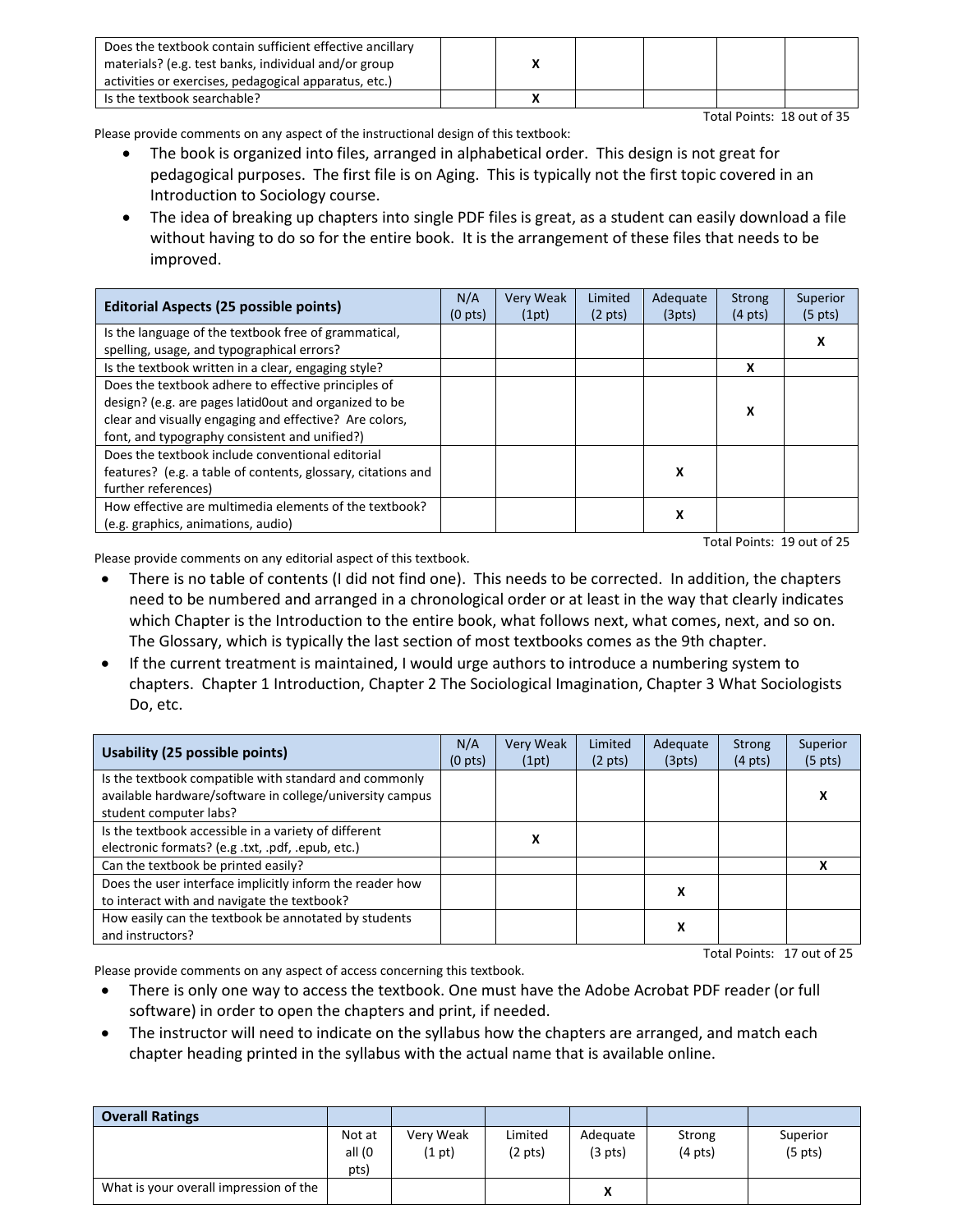| | | | | | | |
|---|---|---|---|---|---|---|
| Does the textbook contain sufficient effective ancillary materials? (e.g. test banks, individual and/or group activities or exercises, pedagogical apparatus, etc.) | | X | | | | |
| Is the textbook searchable? | | X | | | | |

Total Points: 18 out of 35

Please provide comments on any aspect of the instructional design of this textbook:

- The book is organized into files, arranged in alphabetical order. This design is not great for pedagogical purposes. The first file is on Aging. This is typically not the first topic covered in an Introduction to Sociology course.
- The idea of breaking up chapters into single PDF files is great, as a student can easily download a file without having to do so for the entire book. It is the arrangement of these files that needs to be improved.

| Editorial Aspects (25 possible points) | N/A (0 pts) | Very Weak (1pt) | Limited (2 pts) | Adequate (3pts) | Strong (4 pts) | Superior (5 pts) |
|---|---|---|---|---|---|---|
| Is the language of the textbook free of grammatical, spelling, usage, and typographical errors? | | | | | | X |
| Is the textbook written in a clear, engaging style? | | | | | X | |
| Does the textbook adhere to effective principles of design? (e.g. are pages latid0out and organized to be clear and visually engaging and effective? Are colors, font, and typography consistent and unified?) | | | | | X | |
| Does the textbook include conventional editorial features? (e.g. a table of contents, glossary, citations and further references) | | | | X | | |
| How effective are multimedia elements of the textbook? (e.g. graphics, animations, audio) | | | | X | | |

Total Points: 19 out of 25

Please provide comments on any editorial aspect of this textbook.

- There is no table of contents (I did not find one). This needs to be corrected. In addition, the chapters need to be numbered and arranged in a chronological order or at least in the way that clearly indicates which Chapter is the Introduction to the entire book, what follows next, what comes, next, and so on. The Glossary, which is typically the last section of most textbooks comes as the 9th chapter.
- If the current treatment is maintained, I would urge authors to introduce a numbering system to chapters. Chapter 1 Introduction, Chapter 2 The Sociological Imagination, Chapter 3 What Sociologists Do, etc.

| Usability (25 possible points) | N/A (0 pts) | Very Weak (1pt) | Limited (2 pts) | Adequate (3pts) | Strong (4 pts) | Superior (5 pts) |
|---|---|---|---|---|---|---|
| Is the textbook compatible with standard and commonly available hardware/software in college/university campus student computer labs? | | | | | | X |
| Is the textbook accessible in a variety of different electronic formats? (e.g .txt, .pdf, .epub, etc.) | | X | | | | |
| Can the textbook be printed easily? | | | | | | X |
| Does the user interface implicitly inform the reader how to interact with and navigate the textbook? | | | | X | | |
| How easily can the textbook be annotated by students and instructors? | | | | X | | |

Total Points: 17 out of 25

Please provide comments on any aspect of access concerning this textbook.

- There is only one way to access the textbook. One must have the Adobe Acrobat PDF reader (or full software) in order to open the chapters and print, if needed.
- The instructor will need to indicate on the syllabus how the chapters are arranged, and match each chapter heading printed in the syllabus with the actual name that is available online.

| Overall Ratings | | | | | | |
|---|---|---|---|---|---|---|
| | Not at all (0 pts) | Very Weak (1 pt) | Limited (2 pts) | Adequate (3 pts) | Strong (4 pts) | Superior (5 pts) |
| What is your overall impression of the | | | | X | | |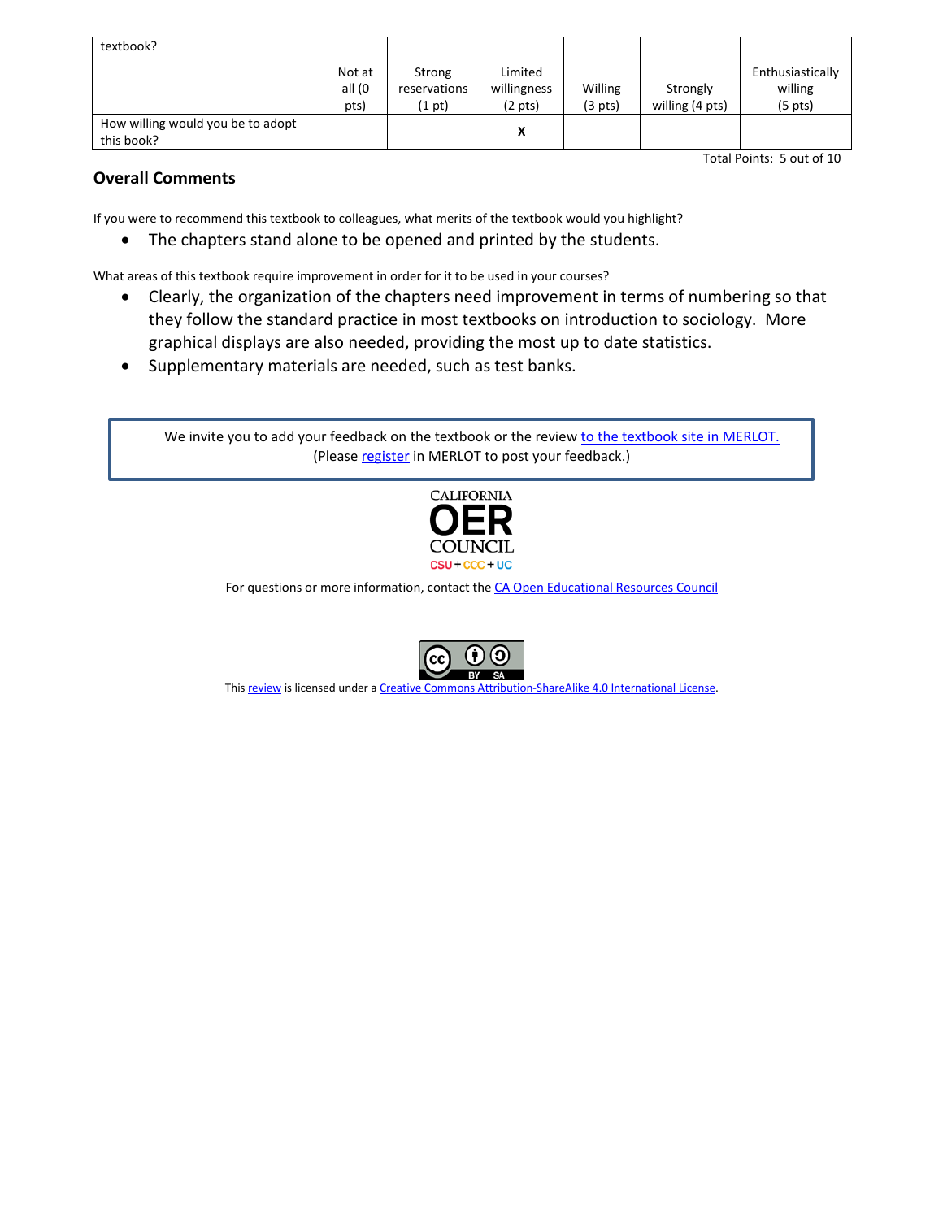| textbook? | | | | | | |
| --- | --- | --- | --- | --- | --- | --- |
| | Not at all (0 pts) | Strong reservations (1 pt) | Limited willingness (2 pts) | Willing (3 pts) | Strongly willing (4 pts) | Enthusiastically willing (5 pts) |
| How willing would you be to adopt this book? | | | X | | | |

Total Points: 5 out of 10

## Overall Comments

If you were to recommend this textbook to colleagues, what merits of the textbook would you highlight?

- The chapters stand alone to be opened and printed by the students.

What areas of this textbook require improvement in order for it to be used in your courses?

- Clearly, the organization of the chapters need improvement in terms of numbering so that they follow the standard practice in most textbooks on introduction to sociology. More graphical displays are also needed, providing the most up to date statistics.
- Supplementary materials are needed, such as test banks.

We invite you to add your feedback on the textbook or the review to the textbook site in MERLOT.
(Please register in MERLOT to post your feedback.)

CALIFORNIA OER COUNCIL
CSU + CCC + UC

For questions or more information, contact the CA Open Educational Resources Council

This review is licensed under a Creative Commons Attribution-ShareAlike 4.0 International License.